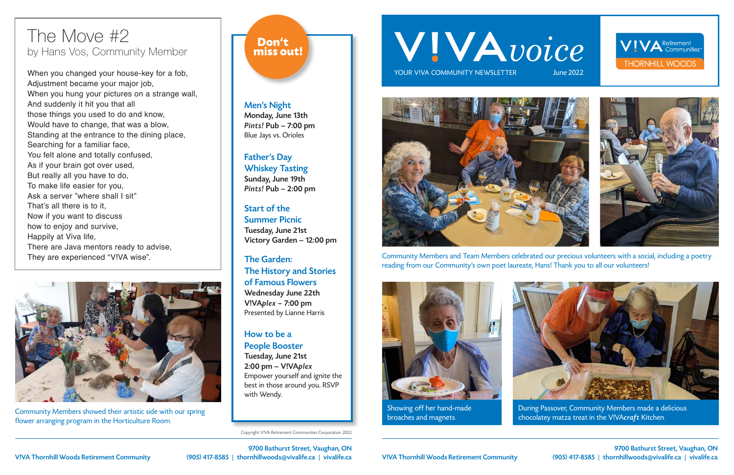# V!VA*voice*

YOUR V!VA COMMUNITY NEWSLETTER June 2022

V!VA Retirement Communities THORNHILL WOODS

## The Move #2

by Hans Vos, Community Member

When you changed your house-key for a fob,
Adjustment became your major job,
When you hung your pictures on a strange wall,
And suddenly it hit you that all
those things you used to do and know,
Would have to change, that was a blow,
Standing at the entrance to the dining place,
Searching for a familiar face,
You felt alone and totally confused,
As if your brain got over used,
But really all you have to do,
To make life easier for you,
Ask a server "where shall I sit"
That's all there is to it,
Now if you want to discuss
how to enjoy and survive,
Happily at Viva life,
There are Java mentors ready to advise,
They are experienced "V!VA wise".

Community Members showed their artistic side with our spring flower arranging program in the Horticulture Room.

## Don't miss out!

### Men's Night

**Monday, June 13th**
***Pints!* Pub – 7:00 pm**
Blue Jays vs. Orioles

### Father's Day Whiskey Tasting

**Sunday, June 19th**
***Pints!* Pub – 2:00 pm**

### Start of the Summer Picnic

**Tuesday, June 21st**
**Victory Garden – 12:00 pm**

### The Garden: The History and Stories of Famous Flowers

**Wednesday June 22th**
**V!VA*plex* – 7:00 pm**
Presented by Lianne Harris

### How to be a People Booster

**Tuesday, June 21st**
**2:00 pm – V!VA*plex***
Empower yourself and ignite the best in those around you. RSVP with Wendy.

Community Members and Team Members celebrated our precious volunteers with a social, including a poetry reading from our Community's own poet laureate, Hans! Thank you to all our volunteers!

Showing off her hand-made broaches and magnets.

During Passover, Community Members made a delicious chocolatey matza treat in the V!VA*craft* Kitchen.

Copyright V!VA Retirement Communities Corporation 2022

V!VA Thornhill Woods Retirement Community
9700 Bathurst Street, Vaughan, ON
(905) 417-8585 | thornhillwoods@vivalife.ca | vivalife.ca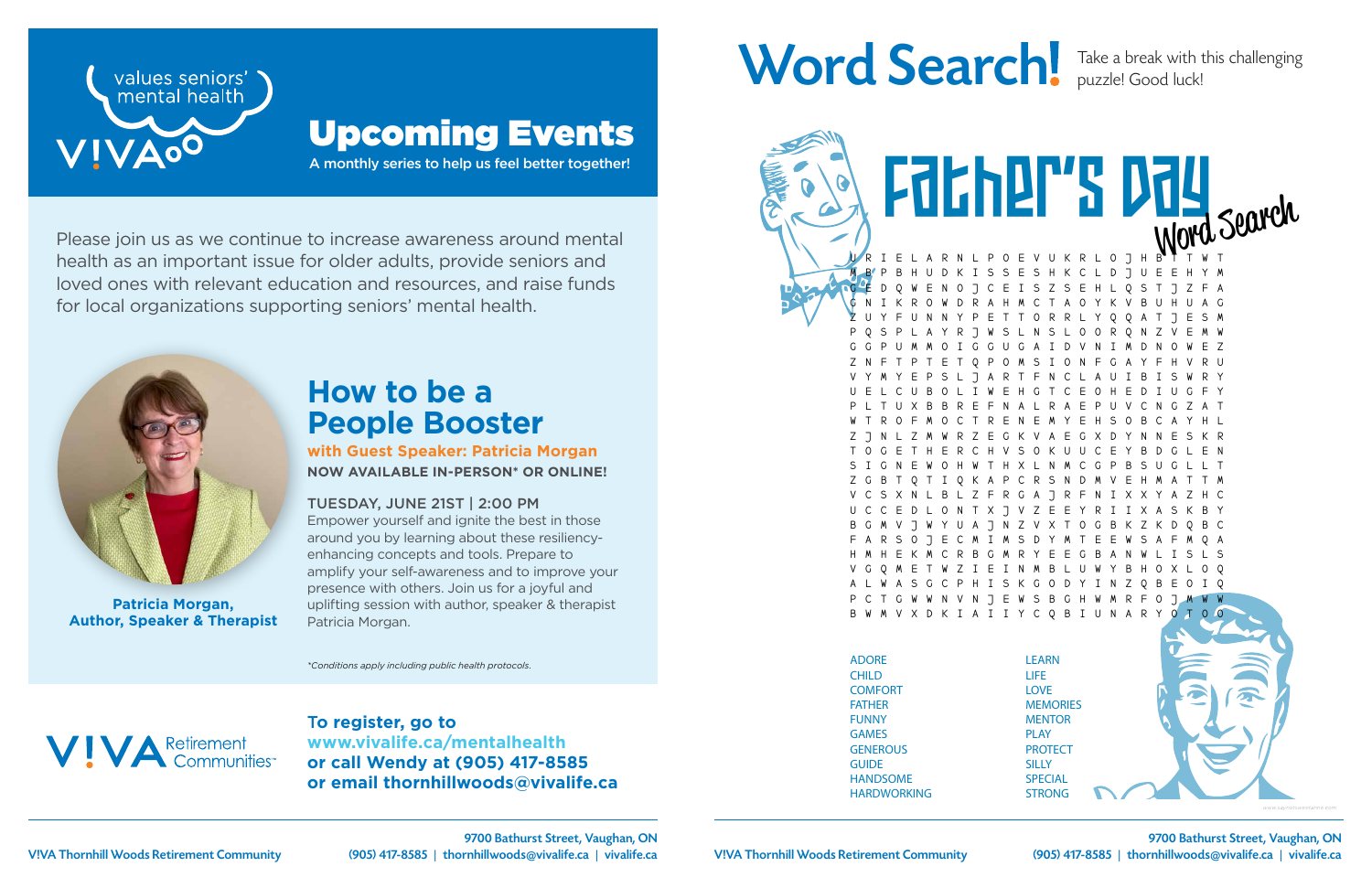values seniors' mental health

VIVA

# Upcoming Events

**A monthly series to help us feel better together!**

Please join us as we continue to increase awareness around mental health as an important issue for older adults, provide seniors and loved ones with relevant education and resources, and raise funds for local organizations supporting seniors' mental health.

**Patricia Morgan, Author, Speaker & Therapist**

## How to be a People Booster

**with Guest Speaker: Patricia Morgan**

**NOW AVAILABLE IN-PERSON* OR ONLINE!**

TUESDAY, JUNE 21ST | 2:00 PM

Empower yourself and ignite the best in those around you by learning about these resiliency-enhancing concepts and tools. Prepare to amplify your self-awareness and to improve your presence with others. Join us for a joyful and uplifting session with author, speaker & therapist Patricia Morgan.

*\*Conditions apply including public health protocols.*

VIVA Retirement Communities

**To register, go to www.vivalife.ca/mentalhealth or call Wendy at (905) 417-8585 or email thornhillwoods@vivalife.ca**

# Word Search!

Take a break with this challenging puzzle! Good luck!

## Father's Day Word Search

```
U R I E L A R N L P O E V U K R L O J H B T T W T
M B P B H U D K I S S E S H K C L D J U E E H Y M
G E D Q W E N O J C E I S Z S E H L Q S T J Z F A
G N I K R O W D R A H M C T A O Y K V B U H U A G
Z U Y F U N N Y P E T T O R R L Y Q Q A T J E S M
P Q S P L A Y R J W S L N S L O O R Q N Z V E M W
G G P U M M O I G G U G A I D V N I M D N O W E Z
Z N F T P T E T Q P O M S I O N F G A Y F H V R U
V Y M Y E P S L J A R T F N C L A U I B I S W R Y
U E L C U B O L I W E H G T C E O H E D I U G F Y
P L T U X B B R E F N A L R A E P U V C N G Z A T
W T R O F M O C T R E N E M Y E H S O B C A Y H L
Z J N L Z M W R Z E G K V A E G X D Y N N E S K R
T O G E T H E R C H V S O K U U C E Y B D G L E N
S I G N E W O H W T H X L N M C G P B S U G L L T
Z G B T Q T I Q K A P C R S N D M V E H M A T T M
V C S X N L B L Z F R G A J R F N I X X Y A Z H C
U C C E D L O N T X J V Z E E Y R I I X A S K B Y
B G M V J W Y U A J N Z V X T O G B K Z K D Q B C
F A R S O J E C M I M S D Y M T E E W S A F M Q A
H M H E K M C R B G M R Y E E G B A N W L I S L S
V G Q M E T W Z I E I N M B L U W Y B H O X L O Q
A L W A S G C P H I S K G O D Y I N Z Q B E O I Q
P C T G W W N V N J E W S B G H W M R F O J M W W
B W M V X D K I A I I Y C Q B I U N A R Y O T O O
```

| | |
|---|---|
| ADORE | LEARN |
| CHILD | LIFE |
| COMFORT | LOVE |
| FATHER | MEMORIES |
| FUNNY | MENTOR |
| GAMES | PLAY |
| GENEROUS | PROTECT |
| GUIDE | SILLY |
| HANDSOME | SPECIAL |
| HARDWORKING | STRONG |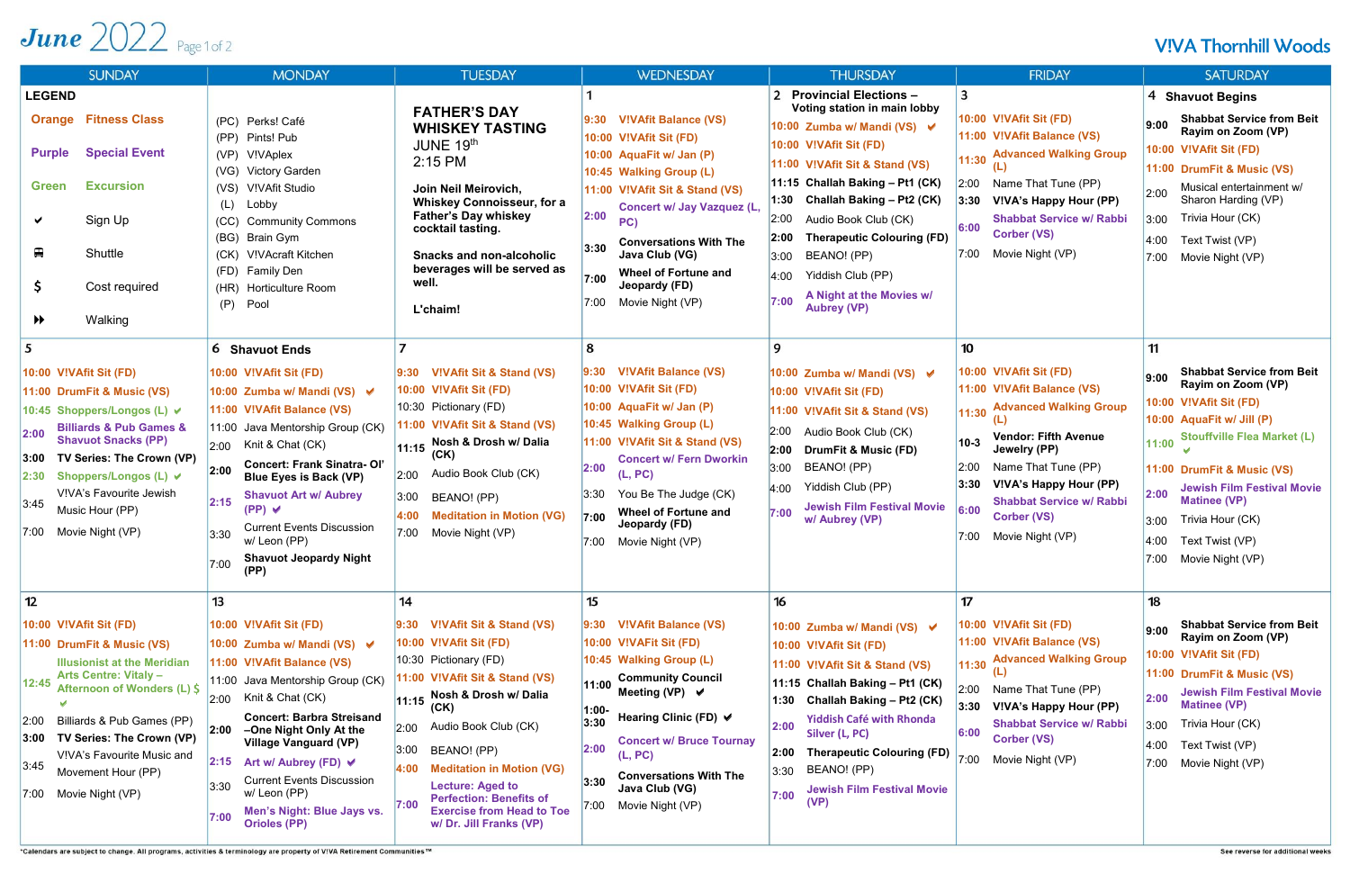# June 2022

Page 1 of 2

V!VA Thornhill Woods

| SUNDAY | MONDAY | TUESDAY | WEDNESDAY | THURSDAY | FRIDAY | SATURDAY |
|---|---|---|---|---|---|---|
| **LEGEND**<br>Orange — Fitness Class<br>Purple — Special Event<br>Green — Excursion<br>✔ Sign Up<br>🚌 Shuttle<br>$ Cost required<br>⏩ Walking | (PC) Perks! Café<br>(PP) Pints! Pub<br>(VP) V!VAplex<br>(VG) Victory Garden<br>(VS) V!VAfit Studio<br>(L) Lobby<br>(CC) Community Commons<br>(BG) Brain Gym<br>(CK) V!VAcraft Kitchen<br>(FD) Family Den<br>(HR) Horticulture Room<br>(P) Pool | **FATHER'S DAY WHISKEY TASTING**<br>JUNE 19th<br>2:15 PM<br><br>**Join Neil Meirovich, Whiskey Connoisseur, for a Father's Day whiskey cocktail tasting.**<br><br>**Snacks and non-alcoholic beverages will be served as well.**<br><br>**L'chaim!** | **1**<br>9:30 V!VAfit Balance (VS)<br>10:00 V!VAfit Sit (FD)<br>10:00 AquaFit w/ Jan (P)<br>10:45 Walking Group (L)<br>11:00 V!VAfit Sit & Stand (VS)<br>2:00 Concert w/ Jay Vazquez (L, PC)<br>3:30 Conversations With The Java Club (VG)<br>7:00 Wheel of Fortune and Jeopardy (FD)<br>7:00 Movie Night (VP) | **2** Provincial Elections – Voting station in main lobby<br>10:00 Zumba w/ Mandi (VS) ✔<br>10:00 V!VAfit Sit (FD)<br>11:00 V!VAfit Sit & Stand (VS)<br>11:15 Challah Baking – Pt1 (CK)<br>1:30 Challah Baking – Pt2 (CK)<br>2:00 Audio Book Club (CK)<br>2:00 Therapeutic Colouring (FD)<br>3:00 BEANO! (PP)<br>4:00 Yiddish Club (PP)<br>7:00 A Night at the Movies w/ Aubrey (VP) | **3**<br>10:00 V!VAfit Sit (FD)<br>11:00 V!VAfit Balance (VS)<br>11:30 Advanced Walking Group (L)<br>2:00 Name That Tune (PP)<br>3:30 V!VA's Happy Hour (PP)<br>6:00 Shabbat Service w/ Rabbi Corber (VS)<br>7:00 Movie Night (VP) | **4** Shavuot Begins<br>9:00 Shabbat Service from Beit Rayim on Zoom (VP)<br>10:00 V!VAfit Sit (FD)<br>11:00 DrumFit & Music (VS)<br>2:00 Musical entertainment w/ Sharon Harding (VP)<br>3:00 Trivia Hour (CK)<br>4:00 Text Twist (VP)<br>7:00 Movie Night (VP) |
| **5**<br>10:00 V!VAfit Sit (FD)<br>11:00 DrumFit & Music (VS)<br>10:45 Shoppers/Longos (L) ✔<br>2:00 Billiards & Pub Games & Shavuot Snacks (PP)<br>3:00 TV Series: The Crown (VP)<br>2:30 Shoppers/Longos (L) ✔<br>3:45 V!VA's Favourite Jewish Music hour (PP)<br>7:00 Movie Night (VP) | **6** Shavuot Ends<br>10:00 V!VAfit Sit (FD)<br>10:00 Zumba w/ Mandi (VS) ✔<br>11:00 V!VAfit Balance (VS)<br>11:00 Java Mentorship Group (CK)<br>2:00 Knit & Chat (CK)<br>2:00 Concert: Frank Sinatra- Ol' Blue Eyes is Back (VP)<br>2:15 Shavuot Art w/ Aubrey (PP) ✔<br>3:30 Current Events Discussion w/ Leon (PP)<br>7:00 Shavuot Jeopardy Night (PP) | **7**<br>9:30 V!VAfit Sit & Stand (VS)<br>10:00 V!VAfit Sit (FD)<br>10:30 Pictionary (FD)<br>11:00 V!VAfit Sit & Stand (VS)<br>11:15 Nosh & Drosh w/ Dalia (CK)<br>2:00 Audio Book Club (CK)<br>3:00 BEANO! (PP)<br>4:00 Meditation in Motion (VG)<br>7:00 Movie Night (VP) | **8**<br>9:30 V!VAfit Balance (VS)<br>10:00 V!VAfit Sit (FD)<br>10:00 AquaFit w/ Jan (P)<br>10:45 Walking Group (L)<br>11:00 V!VAfit Sit & Stand (VS)<br>2:00 Concert w/ Fern Dworkin (L, PC)<br>3:30 You Be The Judge (CK)<br>7:00 Wheel of Fortune and Jeopardy (FD)<br>7:00 Movie Night (VP) | **9**<br>10:00 Zumba w/ Mandi (VS) ✔<br>10:00 V!VAfit Sit (FD)<br>11:00 V!VAfit Sit & Stand (VS)<br>2:00 Audio Book Club (CK)<br>2:00 DrumFit & Music (FD)<br>3:00 BEANO! (PP)<br>4:00 Yiddish Club (PP)<br>7:00 Jewish Film Festival Movie w/ Aubrey (VP) | **10**<br>10:00 V!VAfit Sit (FD)<br>11:00 V!VAfit Balance (VS)<br>11:30 Advanced Walking Group (L)<br>10-3 Vendor: Fifth Avenue Jewelry (PP)<br>2:00 Name That Tune (PP)<br>3:30 V!VA's Happy Hour (PP)<br>6:00 Shabbat Service w/ Rabbi Corber (VS)<br>7:00 Movie Night (VP) | **11**<br>9:00 Shabbat Service from Beit Rayim on Zoom (VP)<br>10:00 V!VAfit Sit (FD)<br>10:00 AquaFit w/ Jill (P)<br>11:00 Stouffville Flea Market (L) ✔<br>11:00 DrumFit & Music (VS)<br>2:00 Jewish Film Festival Movie Matinee (VP)<br>3:00 Trivia Hour (CK)<br>4:00 Text Twist (VP)<br>7:00 Movie Night (VP) |
| **12**<br>10:00 V!VAfit Sit (FD)<br>11:00 DrumFit & Music (VS)<br>12:45 Illusionist at the Meridian Arts Centre: Vitaly – Afternoon of Wonders (L) $ ✔<br>2:00 Billiards & Pub Games (PP)<br>3:00 TV Series: The Crown (VP)<br>3:45 V!VA's Favourite Music and Movement Hour (PP)<br>7:00 Movie Night (VP) | **13**<br>10:00 V!VAfit Sit (FD)<br>10:00 Zumba w/ Mandi (VS) ✔<br>11:00 V!VAfit Balance (VS)<br>11:00 Java Mentorship Group (CK)<br>2:00 Knit & Chat (CK)<br>2:00 Concert: Barbra Streisand –One Night Only At the Village Vanguard (VP)<br>2:15 Art w/ Aubrey (FD) ✔<br>3:30 Current Events Discussion w/ Leon (PP)<br>7:00 Men's Night: Blue Jays vs. Orioles (PP) | **14**<br>9:30 V!VAfit Sit & Stand (VS)<br>10:00 V!VAfit Sit (FD)<br>10:30 Pictionary (FD)<br>11:00 V!VAfit Sit & Stand (VS)<br>11:15 Nosh & Drosh w/ Dalia (CK)<br>2:00 Audio Book Club (CK)<br>3:00 BEANO! (PP)<br>4:00 Meditation in Motion (VG)<br>7:00 Lecture: Aged to Perfection: Benefits of Exercise from Head to Toe w/ Dr. Jill Franks (VP) | **15**<br>9:30 V!VAfit Balance (VS)<br>10:00 V!VAFit Sit (FD)<br>10:45 Walking Group (L)<br>11:00 Community Council Meeting (VP) ✔<br>1:00-3:30 Hearing Clinic (FD) ✔<br>2:00 Concert w/ Bruce Tournay (L, PC)<br>3:30 Conversations With The Java Club (VG)<br>7:00 Movie Night (VP) | **16**<br>10:00 Zumba w/ Mandi (VS) ✔<br>10:00 V!VAfit Sit (FD)<br>11:00 V!VAfit Sit & Stand (VS)<br>11:15 Challah Baking – Pt1 (CK)<br>1:30 Challah Baking – Pt2 (CK)<br>2:00 Yiddish Café with Rhonda Silver (L, PC)<br>2:00 Therapeutic Colouring (FD)<br>3:30 BEANO! (PP)<br>7:00 Jewish Film Festival Movie (VP) | **17**<br>10:00 V!VAfit Sit (FD)<br>11:00 V!VAfit Balance (VS)<br>11:30 Advanced Walking Group (L)<br>2:00 Name That Tune (PP)<br>3:30 V!VA's Happy Hour (PP)<br>6:00 Shabbat Service w/ Rabbi Corber (VS)<br>7:00 Movie Night (VP) | **18**<br>9:00 Shabbat Service from Beit Rayim on Zoom (VP)<br>10:00 V!VAfit Sit (FD)<br>11:00 DrumFit & Music (VS)<br>2:00 Jewish Film Festival Movie Matinee (VP)<br>3:00 Trivia Hour (CK)<br>4:00 Text Twist (VP)<br>7:00 Movie Night (VP) |

*Calendars are subject to change. All programs, activities & terminology are property of V!VA Retirement Communities™

See reverse for additional weeks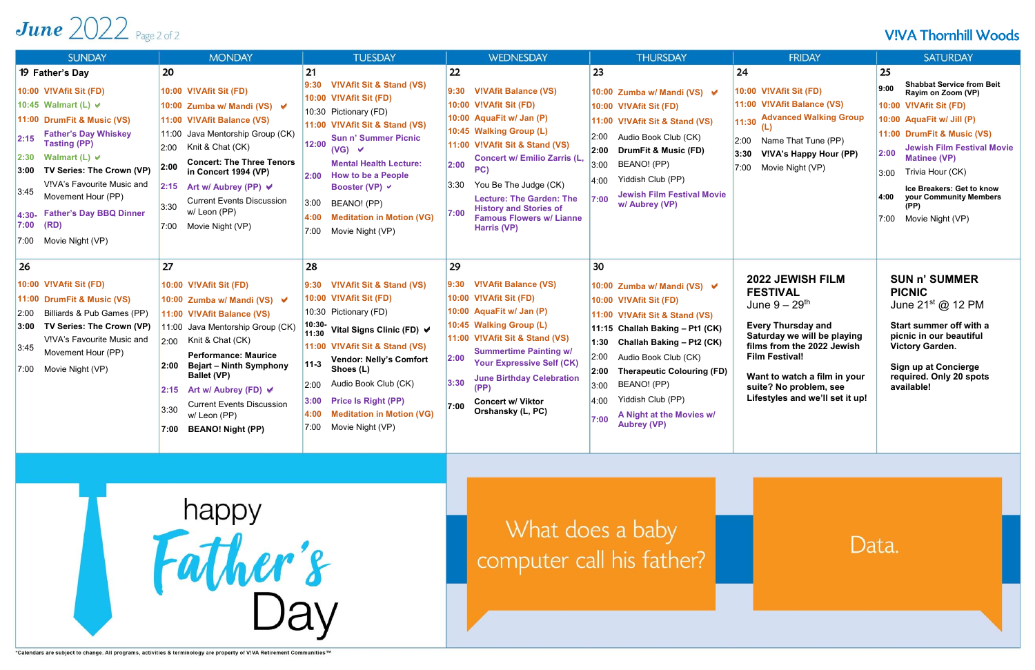# June 2022

## V!VA Thornhill Woods

| SUNDAY | MONDAY | TUESDAY | WEDNESDAY | THURSDAY | FRIDAY | SATURDAY |
|---|---|---|---|---|---|---|
| **19 Father's Day**<br>10:00 V!VAfit Sit (FD)<br>10:45 Walmart (L) ✔<br>11:00 DrumFit & Music (VS)<br>2:15 Father's Day Whiskey Tasting (PP)<br>2:30 Walmart (L) ✔<br>3:00 TV Series: The Crown (VP)<br>3:45 V!VA's Favourite Music and Movement Hour (PP)<br>4:30-7:00 Father's Day BBQ Dinner (RD)<br>7:00 Movie Night (VP) | **20**<br>10:00 V!VAfit Sit (FD)<br>10:00 Zumba w/ Mandi (VS) ✔<br>11:00 V!VAfit Balance (VS)<br>11:00 Java Mentorship Group (CK)<br>2:00 Knit & Chat (CK)<br>2:00 Concert: The Three Tenors in Concert 1994 (VP)<br>2:15 Art w/ Aubrey (PP) ✔<br>3:30 Current Events Discussion w/ Leon (PP)<br>7:00 Movie Night (VP) | **21**<br>9:30 V!VAfit Sit & Stand (VS)<br>10:00 V!VAfit Sit (FD)<br>10:30 Pictionary (FD)<br>11:00 V!VAfit Sit & Stand (VS)<br>12:00 Sun n' Summer Picnic (VG) ✔<br>2:00 Mental Health Lecture: How to be a People Booster (VP) ✔<br>3:00 BEANO! (PP)<br>4:00 Meditation in Motion (VG)<br>7:00 Movie Night (VP) | **22**<br>9:30 V!VAfit Balance (VS)<br>10:00 V!VAfit Sit (FD)<br>10:00 AquaFit w/ Jan (P)<br>10:45 Walking Group (L)<br>11:00 V!VAfit Sit & Stand (VS)<br>2:00 Concert w/ Emilio Zarris (L, PC)<br>3:30 You Be The Judge (CK)<br>7:00 Lecture: The Garden: The History and Stories of Famous Flowers w/ Lianne Harris (VP) | **23**<br>10:00 Zumba w/ Mandi (VS) ✔<br>10:00 V!VAfit Sit (FD)<br>11:00 V!VAfit Sit & Stand (VS)<br>2:00 Audio Book Club (CK)<br>2:00 DrumFit & Music (FD)<br>3:00 BEANO! (PP)<br>4:00 Yiddish Club (PP)<br>7:00 Jewish Film Festival Movie w/ Aubrey (VP) | **24**<br>10:00 V!VAfit Sit (FD)<br>11:00 V!VAfit Balance (VS)<br>11:30 Advanced Walking Group (L)<br>2:00 Name That Tune (PP)<br>3:30 V!VA's Happy Hour (PP)<br>7:00 Movie Night (VP) | **25**<br>9:00 Shabbat Service from Beit Rayim on Zoom (VP)<br>10:00 V!VAfit Sit (FD)<br>10:00 AquaFit w/ Jill (P)<br>11:00 DrumFit & Music (VS)<br>2:00 Jewish Film Festival Movie Matinee (VP)<br>3:00 Trivia Hour (CK)<br>4:00 Ice Breakers: Get to know your Community Members (PP)<br>7:00 Movie Night (VP) |
| **26**<br>10:00 V!VAfit Sit (FD)<br>11:00 DrumFit & Music (VS)<br>2:00 Billiards & Pub Games (PP)<br>3:00 TV Series: The Crown (VP)<br>3:45 V!VA's Favourite Music and Movement Hour (PP)<br>7:00 Movie Night (VP) | **27**<br>10:00 V!VAfit Sit (FD)<br>10:00 Zumba w/ Mandi (VS) ✔<br>11:00 V!VAfit Balance (VS)<br>11:00 Java Mentorship Group (CK)<br>2:00 Knit & Chat (CK)<br>2:00 Performance: Maurice Bejart – Ninth Symphony Ballet (VP)<br>2:15 Art w/ Aubrey (FD) ✔<br>3:30 Current Events Discussion w/ Leon (PP)<br>7:00 BEANO! Night (PP) | **28**<br>9:30 V!VAfit Sit & Stand (VS)<br>10:00 V!VAfit Sit (FD)<br>10:30 Pictionary (FD)<br>10:30-11:30 Vital Signs Clinic (FD) ✔<br>11:00 V!VAfit Sit & Stand (VS)<br>11-3 Vendor: Nelly's Comfort Shoes (L)<br>2:00 Audio Book Club (CK)<br>3:00 Price Is Right (PP)<br>4:00 Meditation in Motion (VG)<br>7:00 Movie Night (VP) | **29**<br>9:30 V!VAfit Balance (VS)<br>10:00 V!VAfit Sit (FD)<br>10:00 AquaFit w/ Jan (P)<br>10:45 Walking Group (L)<br>11:00 V!VAfit Sit & Stand (VS)<br>2:00 Summertime Painting w/ Your Expressive Self (CK)<br>3:30 June Birthday Celebration (PP)<br>7:00 Concert w/ Viktor Orshansky (L, PC) | **30**<br>10:00 Zumba w/ Mandi (VS) ✔<br>10:00 V!VAfit Sit (FD)<br>11:00 V!VAfit Sit & Stand (VS)<br>11:15 Challah Baking – Pt1 (CK)<br>1:30 Challah Baking – Pt2 (CK)<br>2:00 Audio Book Club (CK)<br>2:00 Therapeutic Colouring (FD)<br>3:00 BEANO! (PP)<br>4:00 Yiddish Club (PP)<br>7:00 A Night at the Movies w/ Aubrey (VP) | **2022 JEWISH FILM FESTIVAL**<br>June 9 – 29th<br><br>**Every Thursday and Saturday we will be playing films from the 2022 Jewish Film Festival!**<br><br>**Want to watch a film in your suite? No problem, see Lifestyles and we'll set it up!** | **SUN n' SUMMER PICNIC**<br>June 21st @ 12 PM<br><br>**Start summer off with a picnic in our beautiful Victory Garden.**<br><br>**Sign up at Concierge required. Only 20 spots available!** |

happy Father's Day

What does a baby computer call his father?

Data.

*Calendars are subject to change. All programs, activities & terminology are property of V!VA Retirement Communities™